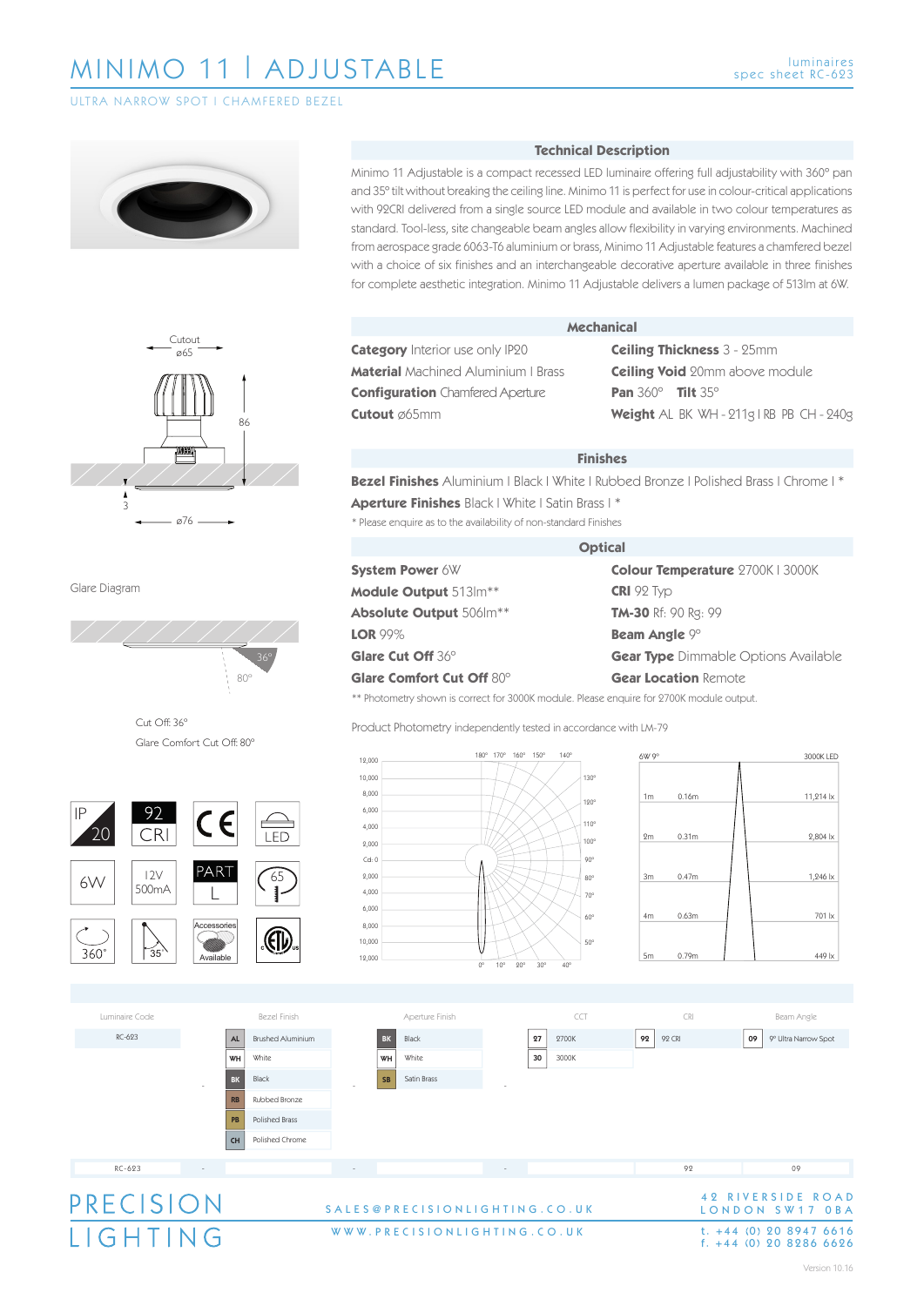# MINIMO 11 | ADJUSTABLE

luminaires
spec sheet RC-623

ULTRA NARROW SPOT | CHAMFERED BEZEL

Cutout ø65

86

3

ø76

Glare Diagram

36°

80°

Cut Off: 36°

Glare Comfort Cut Off: 80°

IP 20 | 92 CRI | CE | LED | 6W | 12V 500mA | PART L | 65 | 360° | 35° | Accessories Available

## Technical Description

Minimo 11 Adjustable is a compact recessed LED luminaire offering full adjustability with 360° pan and 35° tilt without breaking the ceiling line. Minimo 11 is perfect for use in colour-critical applications with 92CRI delivered from a single source LED module and available in two colour temperatures as standard. Tool-less, site changeable beam angles allow flexibility in varying environments. Machined from aerospace grade 6063-T6 aluminium or brass, Minimo 11 Adjustable features a chamfered bezel with a choice of six finishes and an interchangeable decorative aperture available in three finishes for complete aesthetic integration. Minimo 11 Adjustable delivers a lumen package of 513lm at 6W.

## Mechanical

**Category** Interior use only IP20

**Material** Machined Aluminium | Brass

**Configuration** Chamfered Aperture

**Cutout** ø65mm

**Ceiling Thickness** 3 - 25mm

**Ceiling Void** 20mm above module

**Pan** 360° **Tilt** 35°

**Weight** AL BK WH - 211g | RB PB CH - 240g

## Finishes

**Bezel Finishes** Aluminium | Black | White | Rubbed Bronze | Polished Brass | Chrome | *

**Aperture Finishes** Black | White | Satin Brass | *

* Please enquire as to the availability of non-standard Finishes

## Optical

**System Power** 6W

**Module Output** 513lm**

**Absolute Output** 506lm**

**LOR** 99%

**Glare Cut Off** 36°

**Glare Comfort Cut Off** 80°

**Colour Temperature** 2700K | 3000K

**CRI** 92 Typ

**TM-30** Rf: 90 Rg: 99

**Beam Angle** 9°

**Gear Type** Dimmable Options Available

**Gear Location** Remote

** Photometry shown is correct for 3000K module. Please enquire for 2700K module output.

Product Photometry independently tested in accordance with LM-79

6W 9° — 3000K LED

| Distance | Diameter | Illuminance |
|---|---|---|
| 1m | 0.16m | 11,214 lx |
| 2m | 0.31m | 2,804 lx |
| 3m | 0.47m | 1,246 lx |
| 4m | 0.63m | 701 lx |
| 5m | 0.79m | 449 lx |

| Luminaire Code | | Bezel Finish | | Aperture Finish | | CCT | | CRI | | Beam Angle |
|---|---|---|---|---|---|---|---|---|---|---|
| RC-623 | - | AL Brushed Aluminium | - | BK Black | - | 27 2700K | | 92 92 CRI | | 09 9° Ultra Narrow Spot |
| | | WH White | | WH White | | 30 3000K | | | | |
| | | BK Black | | SB Satin Brass | | | | | | |
| | | RB Rubbed Bronze | | | | | | | | |
| | | PB Polished Brass | | | | | | | | |
| | | CH Polished Chrome | | | | | | | | |
| RC-623 | - | | - | | - | | | 92 | | 09 |

PRECISION LIGHTING

SALES@PRECISIONLIGHTING.CO.UK

WWW.PRECISIONLIGHTING.CO.UK

42 RIVERSIDE ROAD
LONDON SW17 0BA

t. +44 (0) 20 8947 6616
f. +44 (0) 20 8286 6626

Version 10.16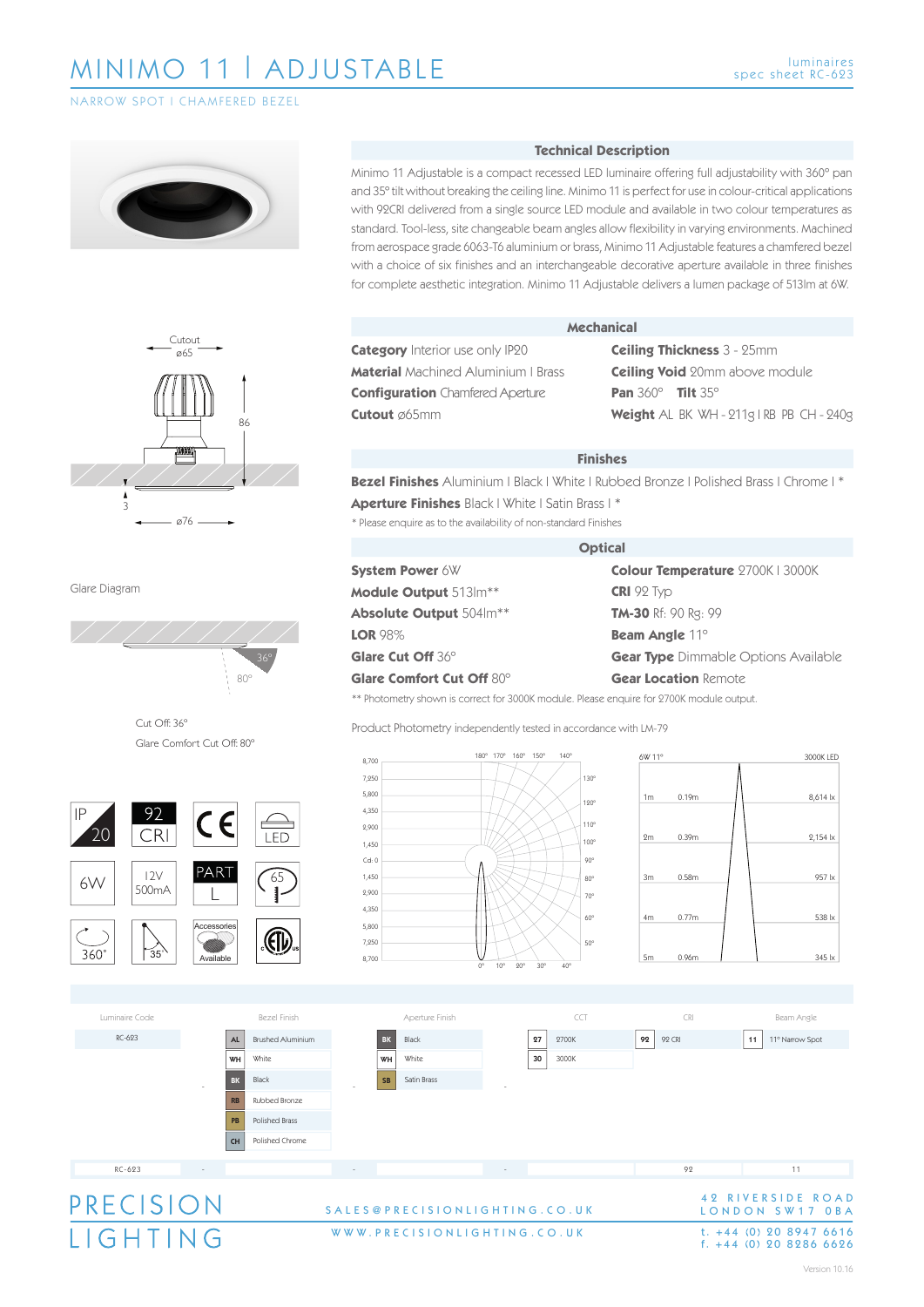# MINIMO 11 | ADJUSTABLE

luminaires
spec sheet RC-623

NARROW SPOT | CHAMFERED BEZEL

## Technical Description

Minimo 11 Adjustable is a compact recessed LED luminaire offering full adjustability with 360° pan and 35° tilt without breaking the ceiling line. Minimo 11 is perfect for use in colour-critical applications with 92CRI delivered from a single source LED module and available in two colour temperatures as standard. Tool-less, site changeable beam angles allow flexibility in varying environments. Machined from aerospace grade 6063-T6 aluminium or brass, Minimo 11 Adjustable features a chamfered bezel with a choice of six finishes and an interchangeable decorative aperture available in three finishes for complete aesthetic integration. Minimo 11 Adjustable delivers a lumen package of 513lm at 6W.

Cutout ø65

86

3

ø76

## Mechanical

**Category** Interior use only IP20
**Material** Machined Aluminium | Brass
**Configuration** Chamfered Aperture
**Cutout** ø65mm
**Ceiling Thickness** 3 - 25mm
**Ceiling Void** 20mm above module
**Pan** 360° **Tilt** 35°
**Weight** AL BK WH - 211g | RB PB CH - 240g

## Finishes

**Bezel Finishes** Aluminium | Black | White | Rubbed Bronze | Polished Brass | Chrome | *
**Aperture Finishes** Black | White | Satin Brass | *

* Please enquire as to the availability of non-standard Finishes

Glare Diagram

36°

80°

Cut Off: 36°
Glare Comfort Cut Off: 80°

## Optical

**System Power** 6W
**Module Output** 513lm**
**Absolute Output** 504lm**
**LOR** 98%
**Glare Cut Off** 36°
**Glare Comfort Cut Off** 80°
**Colour Temperature** 2700K | 3000K
**CRI** 92 Typ
**TM-30** Rf: 90 Rg: 99
**Beam Angle** 11°
**Gear Type** Dimmable Options Available
**Gear Location** Remote

** Photometry shown is correct for 3000K module. Please enquire for 2700K module output.

Product Photometry independently tested in accordance with LM-79

IP 20 | 92 CRI | CE | LED | 6W | 12V 500mA | PART L | 65 | 360° | 35° | Accessories Available | ETL

| | Beam dia. | Illuminance |
|---|---|---|
| 1m | 0.19m | 8,614 lx |
| 2m | 0.39m | 2,154 lx |
| 3m | 0.58m | 957 lx |
| 4m | 0.77m | 538 lx |
| 5m | 0.96m | 345 lx |

6W 11° — 3000K LED

| Luminaire Code | Bezel Finish | Aperture Finish | CCT | CRI | Beam Angle |
|---|---|---|---|---|---|
| RC-623 | AL Brushed Aluminium | BK Black | 27 2700K | 92 92 CRI | 11 11° Narrow Spot |
| | WH White | WH White | 30 3000K | | |
| | BK Black | SB Satin Brass | | | |
| | RB Rubbed Bronze | | | | |
| | PB Polished Brass | | | | |
| | CH Polished Chrome | | | | |
| RC-623 - | - | - | - | 92 | 11 |

PRECISION LIGHTING

SALES@PRECISIONLIGHTING.CO.UK
WWW.PRECISIONLIGHTING.CO.UK

42 RIVERSIDE ROAD
LONDON SW17 0BA
t. +44 (0) 20 8947 6616
f. +44 (0) 20 8286 6626

Version 10.16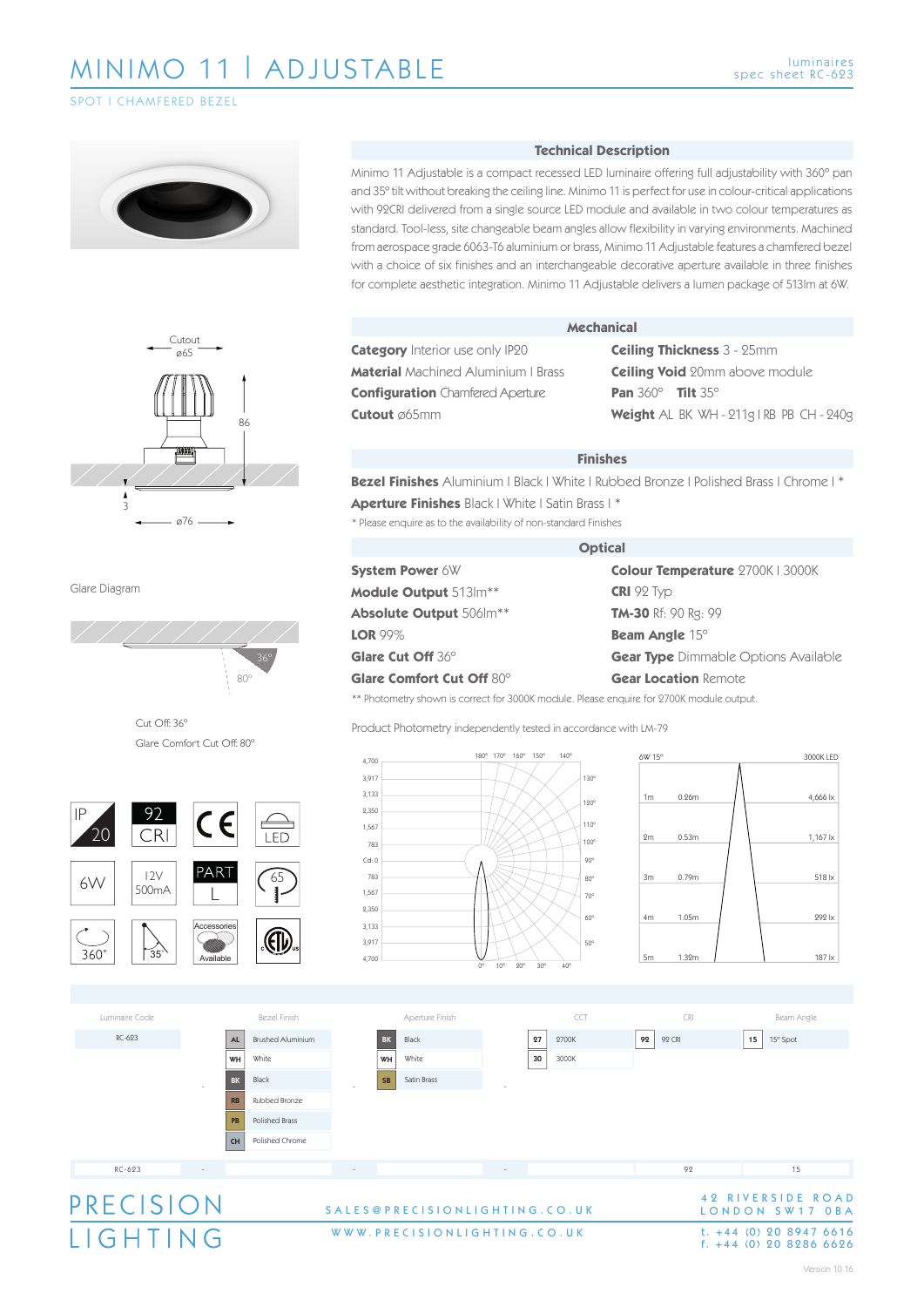# MINIMO 11 | ADJUSTABLE

SPOT | CHAMFERED BEZEL

luminaires
spec sheet RC-623

## Technical Description

Minimo 11 Adjustable is a compact recessed LED luminaire offering full adjustability with 360° pan and 35° tilt without breaking the ceiling line. Minimo 11 is perfect for use in colour-critical applications with 92CRI delivered from a single source LED module and available in two colour temperatures as standard. Tool-less, site changeable beam angles allow flexibility in varying environments. Machined from aerospace grade 6063-T6 aluminium or brass, Minimo 11 Adjustable features a chamfered bezel with a choice of six finishes and an interchangeable decorative aperture available in three finishes for complete aesthetic integration. Minimo 11 Adjustable delivers a lumen package of 513lm at 6W.

Cutout ⌀65

86

3

⌀76

## Mechanical

**Category** Interior use only IP20
**Material** Machined Aluminium | Brass
**Configuration** Chamfered Aperture
**Cutout** ⌀65mm
**Ceiling Thickness** 3 - 25mm
**Ceiling Void** 20mm above module
**Pan** 360° **Tilt** 35°
**Weight** AL BK WH - 211g | RB PB CH - 240g

## Finishes

**Bezel Finishes** Aluminium | Black | White | Rubbed Bronze | Polished Brass | Chrome | *
**Aperture Finishes** Black | White | Satin Brass | *

\* Please enquire as to the availability of non-standard Finishes

## Optical

**System Power** 6W
**Module Output** 513lm**
**Absolute Output** 506lm**
**LOR** 99%
**Glare Cut Off** 36°
**Glare Comfort Cut Off** 80°
**Colour Temperature** 2700K | 3000K
**CRI** 92 Typ
**TM-30** Rf: 90 Rg: 99
**Beam Angle** 15°
**Gear Type** Dimmable Options Available
**Gear Location** Remote

\*\* Photometry shown is correct for 3000K module. Please enquire for 2700K module output.

Glare Diagram

36°
80°

Cut Off: 36°
Glare Comfort Cut Off: 80°

IP 20 | 92 CRI | CE | LED | 6W | 12V 500mA | PART L | 65 | 360° | 35° | Accessories Available | ETL

Product Photometry independently tested in accordance with LM-79

6W 15° — 3000K LED

| Distance | Diameter | Illuminance |
|---|---|---|
| 1m | 0.26m | 4,666 lx |
| 2m | 0.53m | 1,167 lx |
| 3m | 0.79m | 518 lx |
| 4m | 1.05m | 292 lx |
| 5m | 1.32m | 187 lx |

| Luminaire Code | | Bezel Finish | | Aperture Finish | | CCT | CRI | Beam Angle |
|---|---|---|---|---|---|---|---|---|
| RC-623 | - | AL Brushed Aluminium | - | BK Black | - | 27 2700K | 92 92 CRI | 15 15° Spot |
| | | WH White | | WH White | | 30 3000K | | |
| | | BK Black | | SB Satin Brass | | | | |
| | | RB Rubbed Bronze | | | | | | |
| | | PB Polished Brass | | | | | | |
| | | CH Polished Chrome | | | | | | |
| RC-623 | - | | - | | - | | 92 | 15 |

PRECISION LIGHTING

SALES@PRECISIONLIGHTING.CO.UK
WWW.PRECISIONLIGHTING.CO.UK

42 RIVERSIDE ROAD
LONDON SW17 0BA
t. +44 (0) 20 8947 6616
f. +44 (0) 20 8286 6626

Version 10.16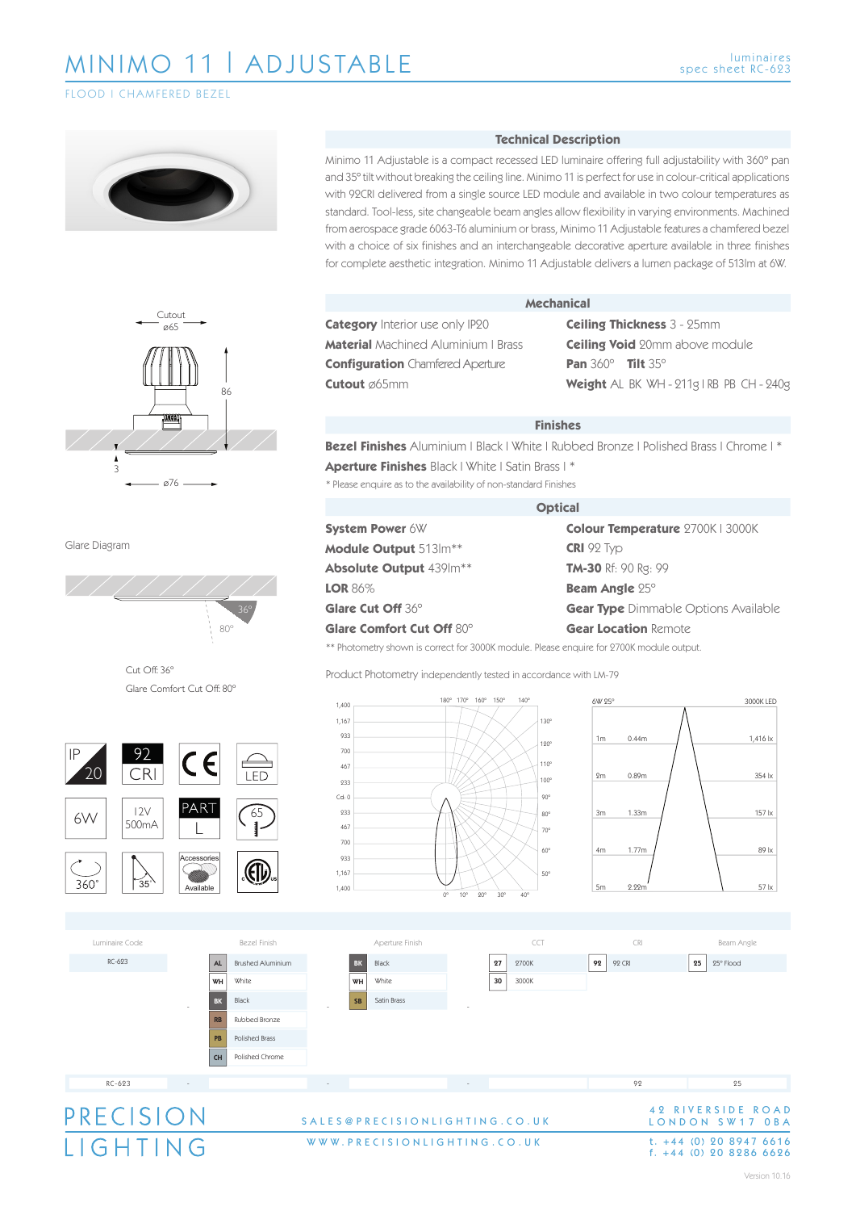# MINIMO 11 I ADJUSTABLE

luminaires
spec sheet RC-623

FLOOD I CHAMFERED BEZEL

Cutout ø65

86

3

ø76

Glare Diagram

36°

80°

Cut Off: 36°

Glare Comfort Cut Off: 80°

IP 20 | 92 CRI | CE | LED

6W | 12V 500mA | PAR L | 65

360° | 35° | Accessories Available | ETL

## Technical Description

Minimo 11 Adjustable is a compact recessed LED luminaire offering full adjustability with 360° pan and 35° tilt without breaking the ceiling line. Minimo 11 is perfect for use in colour-critical applications with 92CRI delivered from a single source LED module and available in two colour temperatures as standard. Tool-less, site changeable beam angles allow flexibility in varying environments. Machined from aerospace grade 6063-T6 aluminium or brass, Minimo 11 Adjustable features a chamfered bezel with a choice of six finishes and an interchangeable decorative aperture available in three finishes for complete aesthetic integration. Minimo 11 Adjustable delivers a lumen package of 513lm at 6W.

## Mechanical

**Category** Interior use only IP20

**Material** Machined Aluminium I Brass

**Configuration** Chamfered Aperture

**Cutout** ø65mm

**Ceiling Thickness** 3 - 25mm

**Ceiling Void** 20mm above module

**Pan** 360° **Tilt** 35°

**Weight** AL BK WH - 211g I RB PB CH - 240g

## Finishes

**Bezel Finishes** Aluminium I Black I White I Rubbed Bronze I Polished Brass I Chrome I *

**Aperture Finishes** Black I White I Satin Brass I *

* Please enquire as to the availability of non-standard Finishes

## Optical

**System Power** 6W

**Module Output** 513lm**

**Absolute Output** 439lm**

**LOR** 86%

**Glare Cut Off** 36°

**Glare Comfort Cut Off** 80°

**Colour Temperature** 2700K I 3000K

**CRI** 92 Typ

**TM-30** Rf: 90 Rg: 99

**Beam Angle** 25°

**Gear Type** Dimmable Options Available

**Gear Location** Remote

** Photometry shown is correct for 3000K module. Please enquire for 2700K module output.

Product Photometry independently tested in accordance with LM-79

6W 25° — 3000K LED

| Distance | Beam diameter | Illuminance |
|---|---|---|
| 1m | 0.44m | 1,416 lx |
| 2m | 0.89m | 354 lx |
| 3m | 1.33m | 157 lx |
| 4m | 1.77m | 89 lx |
| 5m | 2.22m | 57 lx |

| Luminaire Code | | Bezel Finish | | Aperture Finish | | CCT | CRI | Beam Angle |
|---|---|---|---|---|---|---|---|---|
| RC-623 | - | AL Brushed Aluminium | - | BK Black | - | 27 2700K | 92 92 CRI | 25 25° Flood |
| | | WH White | | WH White | | 30 3000K | | |
| | | BK Black | | SB Satin Brass | | | | |
| | | RB Rubbed Bronze | | | | | | |
| | | PB Polished Brass | | | | | | |
| | | CH Polished Chrome | | | | | | |
| RC-623 | - | | - | | - | | 92 | 25 |

PRECISION LIGHTING

SALES@PRECISIONLIGHTING.CO.UK

WWW.PRECISIONLIGHTING.CO.UK

42 RIVERSIDE ROAD
LONDON SW17 0BA

t. +44 (0) 20 8947 6616
f. +44 (0) 20 8286 6626

Version 10.16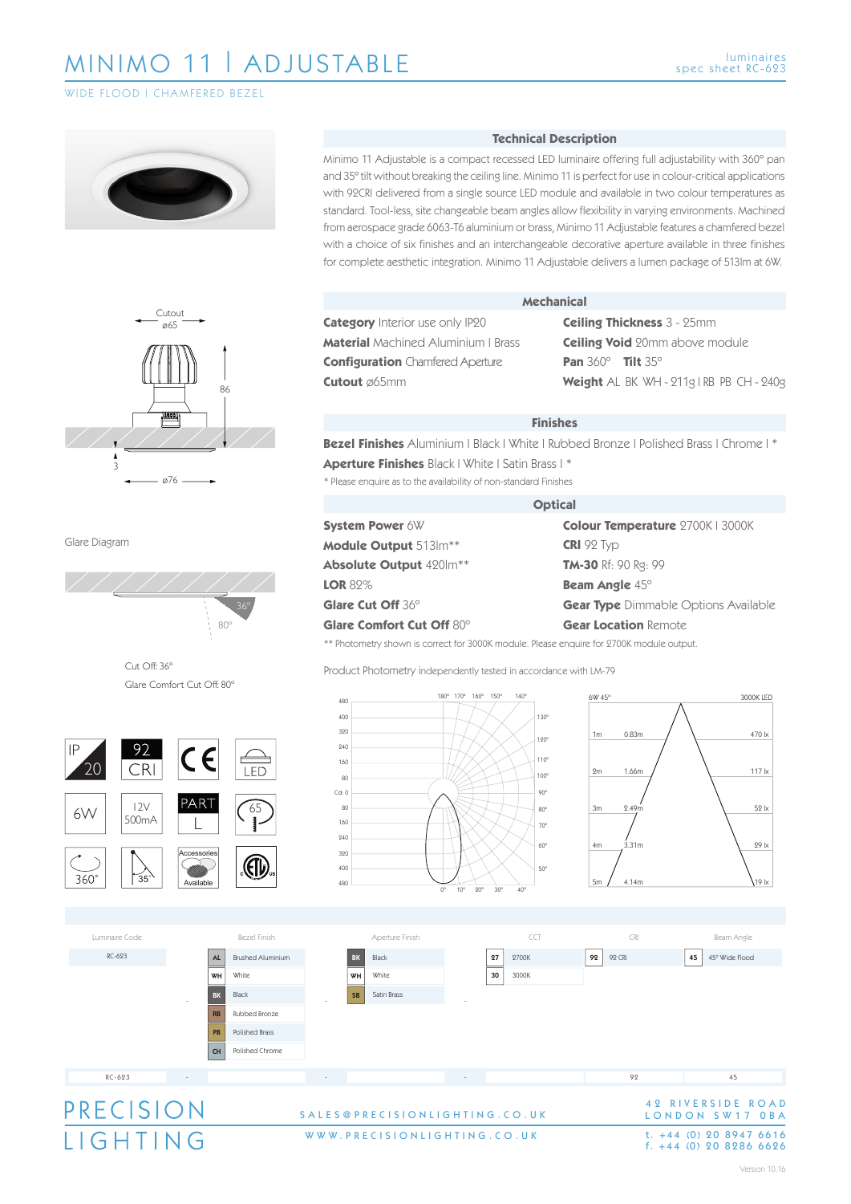# MINIMO 11 | ADJUSTABLE

luminaires
spec sheet RC-623

WIDE FLOOD | CHAMFERED BEZEL

## Technical Description

Minimo 11 Adjustable is a compact recessed LED luminaire offering full adjustability with 360° pan and 35° tilt without breaking the ceiling line. Minimo 11 is perfect for use in colour-critical applications with 92CRI delivered from a single source LED module and available in two colour temperatures as standard. Tool-less, site changeable beam angles allow flexibility in varying environments. Machined from aerospace grade 6063-T6 aluminium or brass, Minimo 11 Adjustable features a chamfered bezel with a choice of six finishes and an interchangeable decorative aperture available in three finishes for complete aesthetic integration. Minimo 11 Adjustable delivers a lumen package of 513lm at 6W.

Cutout
ø65
86
3
ø76

## Mechanical

**Category** Interior use only IP20
**Material** Machined Aluminium | Brass
**Configuration** Chamfered Aperture
**Cutout** ø65mm
**Ceiling Thickness** 3 - 25mm
**Ceiling Void** 20mm above module
**Pan** 360° **Tilt** 35°
**Weight** AL BK WH - 211g | RB PB CH - 240g

## Finishes

**Bezel Finishes** Aluminium | Black | White | Rubbed Bronze | Polished Brass | Chrome | *
**Aperture Finishes** Black | White | Satin Brass | *
* Please enquire as to the availability of non-standard Finishes

## Optical

**System Power** 6W
**Module Output** 513lm**
**Absolute Output** 420lm**
**LOR** 82%
**Glare Cut Off** 36°
**Glare Comfort Cut Off** 80°
**Colour Temperature** 2700K | 3000K
**CRI** 92 Typ
**TM-30** Rf: 90 Rg: 99
**Beam Angle** 45°
**Gear Type** Dimmable Options Available
**Gear Location** Remote

** Photometry shown is correct for 3000K module. Please enquire for 2700K module output.

Glare Diagram

36°
80°

Cut Off: 36°
Glare Comfort Cut Off: 80°

IP 20
92 CRI
CE
LED
6W
12V 500mA
PART L
65
360°
35°
Accessories Available
ETL US

Product Photometry independently tested in accordance with LM-79

480
400
320
240
160
80
Cd: 0
80
160
240
320
400
480
180° 170° 160° 150° 140°
130°
120°
110°
100°
90°
80°
70°
60°
50°
0° 10° 20° 30° 40°

6W 45°
3000K LED
1m 0.83m 470 lx
2m 1.66m 117 lx
3m 2.49m 52 lx
4m 3.31m 29 lx
5m 4.14m 19 lx

| Luminaire Code | | Bezel Finish | | Aperture Finish | | CCT | | CRI | | Beam Angle | |
|---|---|---|---|---|---|---|---|---|---|---|---|
| RC-623 | - | AL | Brushed Aluminium | BK | Black | 27 | 2700K | 92 | 92 CRI | 45 | 45° Wide Flood |
| | | WH | White | WH | White | 30 | 3000K | | | | |
| | | BK | Black | SB | Satin Brass | | | | | | |
| | | RB | Rubbed Bronze | | | | | | | | |
| | | PB | Polished Brass | | | | | | | | |
| | | CH | Polished Chrome | | | | | | | | |
| RC-623 | - | | - | | - | | | 92 | | 45 | |

PRECISION LIGHTING

SALES@PRECISIONLIGHTING.CO.UK
WWW.PRECISIONLIGHTING.CO.UK

42 RIVERSIDE ROAD
LONDON SW17 0BA
t. +44 (0) 20 8947 6616
f. +44 (0) 20 8286 6626

Version 10.16